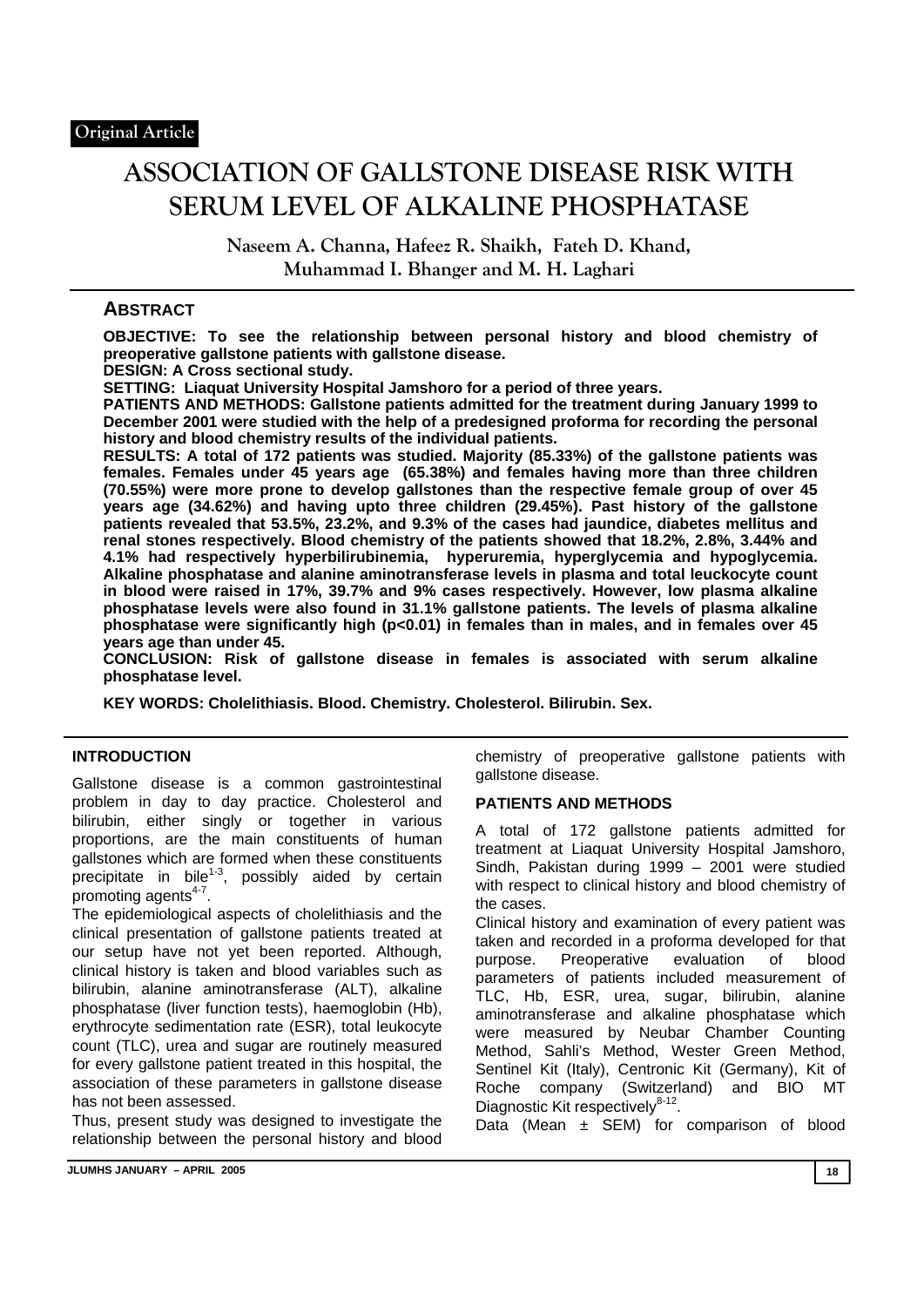Original Article

# ASSOCIATION OF GALLSTONE DISEASE RISK WITH SERUM LEVEL OF ALKALINE PHOSPHATASE

**Naseem A. Channa, Hafeez R. Shaikh, Fateh D. Khand, Muhammad I. Bhanger and M. H. Laghari**

## ABSTRACT

**OBJECTIVE: To see the relationship between personal history and blood chemistry of preoperative gallstone patients with gallstone disease.**

**DESIGN: A Cross sectional study.**

**SETTING: Liaquat University Hospital Jamshoro for a period of three years.**

**PATIENTS AND METHODS: Gallstone patients admitted for the treatment during January 1999 to December 2001 were studied with the help of a predesigned proforma for recording the personal history and blood chemistry results of the individual patients.**

**RESULTS: A total of 172 patients was studied. Majority (85.33%) of the gallstone patients was females. Females under 45 years age (65.38%) and females having more than three children (70.55%) were more prone to develop gallstones than the respective female group of over 45 years age (34.62%) and having upto three children (29.45%). Past history of the gallstone patients revealed that 53.5%, 23.2%, and 9.3% of the cases had jaundice, diabetes mellitus and renal stones respectively. Blood chemistry of the patients showed that 18.2%, 2.8%, 3.44% and 4.1% had respectively hyperbilirubinemia, hyperuremia, hyperglycemia and hypoglycemia. Alkaline phosphatase and alanine aminotransferase levels in plasma and total leuckocyte count in blood were raised in 17%, 39.7% and 9% cases respectively. However, low plasma alkaline phosphatase levels were also found in 31.1% gallstone patients. The levels of plasma alkaline phosphatase were significantly high ($p<0.01$) in females than in males, and in females over 45 years age than under 45.**

**CONCLUSION: Risk of gallstone disease in females is associated with serum alkaline phosphatase level.**

**KEY WORDS: Cholelithiasis. Blood. Chemistry. Cholesterol. Bilirubin. Sex.**

## INTRODUCTION

Gallstone disease is a common gastrointestinal problem in day to day practice. Cholesterol and bilirubin, either singly or together in various proportions, are the main constituents of human gallstones which are formed when these constituents precipitate in bile[1-3], possibly aided by certain promoting agents[4-7].

The epidemiological aspects of cholelithiasis and the clinical presentation of gallstone patients treated at our setup have not yet been reported. Although, clinical history is taken and blood variables such as bilirubin, alanine aminotransferase (ALT), alkaline phosphatase (liver function tests), haemoglobin (Hb), erythrocyte sedimentation rate (ESR), total leukocyte count (TLC), urea and sugar are routinely measured for every gallstone patient treated in this hospital, the association of these parameters in gallstone disease has not been assessed.

Thus, present study was designed to investigate the relationship between the personal history and blood chemistry of preoperative gallstone patients with gallstone disease.

## PATIENTS AND METHODS

A total of 172 gallstone patients admitted for treatment at Liaquat University Hospital Jamshoro, Sindh, Pakistan during 1999 – 2001 were studied with respect to clinical history and blood chemistry of the cases.

Clinical history and examination of every patient was taken and recorded in a proforma developed for that purpose. Preoperative evaluation of blood parameters of patients included measurement of TLC, Hb, ESR, urea, sugar, bilirubin, alanine aminotransferase and alkaline phosphatase which were measured by Neubar Chamber Counting Method, Sahli's Method, Wester Green Method, Sentinel Kit (Italy), Centronic Kit (Germany), Kit of Roche company (Switzerland) and BIO MT Diagnostic Kit respectively[8-12].

Data (Mean ± SEM) for comparison of blood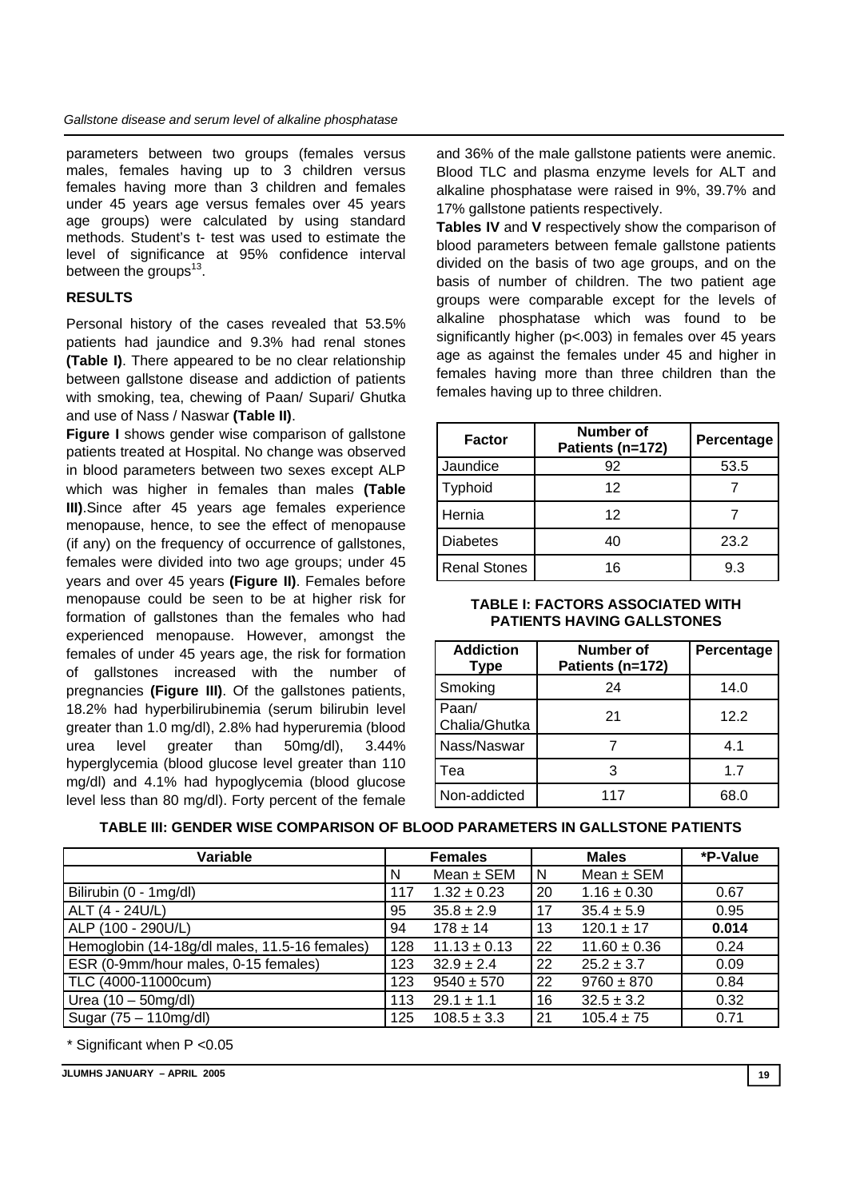parameters between two groups (females versus males, females having up to 3 children versus females having more than 3 children and females under 45 years age versus females over 45 years age groups) were calculated by using standard methods. Student's t- test was used to estimate the level of significance at 95% confidence interval between the groups[13].

## RESULTS

Personal history of the cases revealed that 53.5% patients had jaundice and 9.3% had renal stones **(Table I)**. There appeared to be no clear relationship between gallstone disease and addiction of patients with smoking, tea, chewing of Paan/ Supari/ Ghutka and use of Nass / Naswar **(Table II)**.

**Figure I** shows gender wise comparison of gallstone patients treated at Hospital. No change was observed in blood parameters between two sexes except ALP which was higher in females than males **(Table III)**.Since after 45 years age females experience menopause, hence, to see the effect of menopause (if any) on the frequency of occurrence of gallstones, females were divided into two age groups; under 45 years and over 45 years **(Figure II)**. Females before menopause could be seen to be at higher risk for formation of gallstones than the females who had experienced menopause. However, amongst the females of under 45 years age, the risk for formation of gallstones increased with the number of pregnancies **(Figure III)**. Of the gallstones patients, 18.2% had hyperbilirubinemia (serum bilirubin level greater than 1.0 mg/dl), 2.8% had hyperuremia (blood urea level greater than 50mg/dl), 3.44% hyperglycemia (blood glucose level greater than 110 mg/dl) and 4.1% had hypoglycemia (blood glucose level less than 80 mg/dl). Forty percent of the female and 36% of the male gallstone patients were anemic. Blood TLC and plasma enzyme levels for ALT and alkaline phosphatase were raised in 9%, 39.7% and 17% gallstone patients respectively.

**Tables IV** and **V** respectively show the comparison of blood parameters between female gallstone patients divided on the basis of two age groups, and on the basis of number of children. The two patient age groups were comparable except for the levels of alkaline phosphatase which was found to be significantly higher ($p<.003$) in females over 45 years age as against the females under 45 and higher in females having more than three children than the females having up to three children.

| Factor | Number of Patients (n=172) | Percentage |
|---|---|---|
| Jaundice | 92 | 53.5 |
| Typhoid | 12 | 7 |
| Hernia | 12 | 7 |
| Diabetes | 40 | 23.2 |
| Renal Stones | 16 | 9.3 |

**TABLE I: FACTORS ASSOCIATED WITH PATIENTS HAVING GALLSTONES**

| Addiction Type | Number of Patients (n=172) | Percentage |
|---|---|---|
| Smoking | 24 | 14.0 |
| Paan/ Chalia/Ghutka | 21 | 12.2 |
| Nass/Naswar | 7 | 4.1 |
| Tea | 3 | 1.7 |
| Non-addicted | 117 | 68.0 |

**TABLE III: GENDER WISE COMPARISON OF BLOOD PARAMETERS IN GALLSTONE PATIENTS**

| Variable | Females | | Males | | *P-Value |
|---|---|---|---|---|---|
| | N | Mean ± SEM | N | Mean ± SEM | |
| Bilirubin (0 - 1mg/dl) | 117 | 1.32 ± 0.23 | 20 | 1.16 ± 0.30 | 0.67 |
| ALT (4 - 24U/L) | 95 | 35.8 ± 2.9 | 17 | 35.4 ± 5.9 | 0.95 |
| ALP (100 - 290U/L) | 94 | 178 ± 14 | 13 | 120.1 ± 17 | **0.014** |
| Hemoglobin (14-18g/dl males, 11.5-16 females) | 128 | 11.13 ± 0.13 | 22 | 11.60 ± 0.36 | 0.24 |
| ESR (0-9mm/hour males, 0-15 females) | 123 | 32.9 ± 2.4 | 22 | 25.2 ± 3.7 | 0.09 |
| TLC (4000-11000cum) | 123 | 9540 ± 570 | 22 | 9760 ± 870 | 0.84 |
| Urea (10 – 50mg/dl) | 113 | 29.1 ± 1.1 | 16 | 32.5 ± 3.2 | 0.32 |
| Sugar (75 – 110mg/dl) | 125 | 108.5 ± 3.3 | 21 | 105.4 ± 75 | 0.71 |

* Significant when $P<0.05$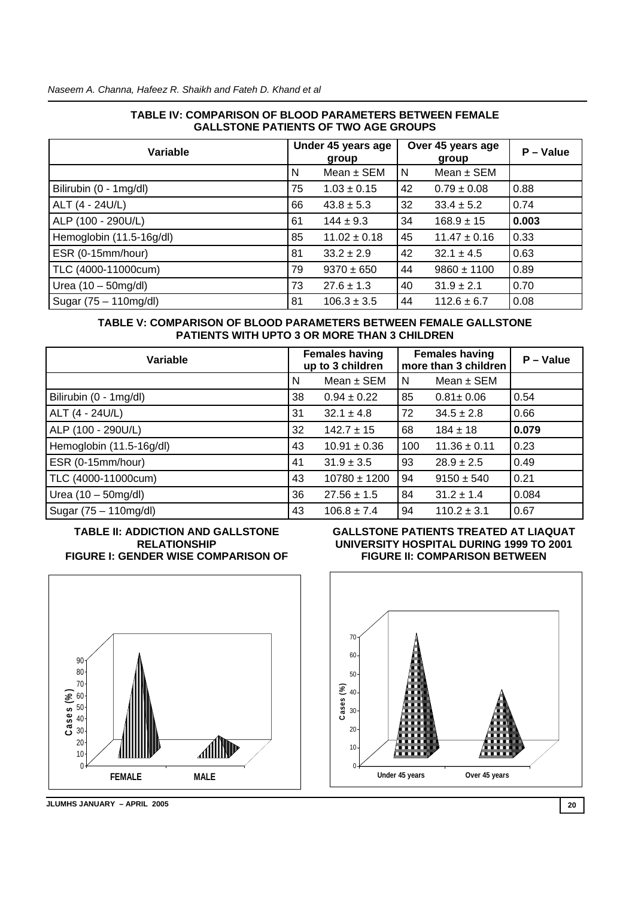**TABLE IV: COMPARISON OF BLOOD PARAMETERS BETWEEN FEMALE GALLSTONE PATIENTS OF TWO AGE GROUPS**

| Variable | Under 45 years age group | | Over 45 years age group | | P – Value |
|---|---|---|---|---|---|
| | N | Mean ± SEM | N | Mean ± SEM | |
| Bilirubin (0 - 1mg/dl) | 75 | 1.03 ± 0.15 | 42 | 0.79 ± 0.08 | 0.88 |
| ALT (4 - 24U/L) | 66 | 43.8 ± 5.3 | 32 | 33.4 ± 5.2 | 0.74 |
| ALP (100 - 290U/L) | 61 | 144 ± 9.3 | 34 | 168.9 ± 15 | **0.003** |
| Hemoglobin (11.5-16g/dl) | 85 | 11.02 ± 0.18 | 45 | 11.47 ± 0.16 | 0.33 |
| ESR (0-15mm/hour) | 81 | 33.2 ± 2.9 | 42 | 32.1 ± 4.5 | 0.63 |
| TLC (4000-11000cum) | 79 | 9370 ± 650 | 44 | 9860 ± 1100 | 0.89 |
| Urea (10 – 50mg/dl) | 73 | 27.6 ± 1.3 | 40 | 31.9 ± 2.1 | 0.70 |
| Sugar (75 – 110mg/dl) | 81 | 106.3 ± 3.5 | 44 | 112.6 ± 6.7 | 0.08 |

**TABLE V: COMPARISON OF BLOOD PARAMETERS BETWEEN FEMALE GALLSTONE PATIENTS WITH UPTO 3 OR MORE THAN 3 CHILDREN**

| Variable | Females having up to 3 children | | Females having more than 3 children | | P – Value |
|---|---|---|---|---|---|
| | N | Mean ± SEM | N | Mean ± SEM | |
| Bilirubin (0 - 1mg/dl) | 38 | 0.94 ± 0.22 | 85 | 0.81± 0.06 | 0.54 |
| ALT (4 - 24U/L) | 31 | 32.1 ± 4.8 | 72 | 34.5 ± 2.8 | 0.66 |
| ALP (100 - 290U/L) | 32 | 142.7 ± 15 | 68 | 184 ± 18 | **0.079** |
| Hemoglobin (11.5-16g/dl) | 43 | 10.91 ± 0.36 | 100 | 11.36 ± 0.11 | 0.23 |
| ESR (0-15mm/hour) | 41 | 31.9 ± 3.5 | 93 | 28.9 ± 2.5 | 0.49 |
| TLC (4000-11000cum) | 43 | 10780 ± 1200 | 94 | 9150 ± 540 | 0.21 |
| Urea (10 – 50mg/dl) | 36 | 27.56 ± 1.5 | 84 | 31.2 ± 1.4 | 0.084 |
| Sugar (75 – 110mg/dl) | 43 | 106.8 ± 7.4 | 94 | 110.2 ± 3.1 | 0.67 |

**TABLE II: ADDICTION AND GALLSTONE RELATIONSHIP**

**FIGURE I: GENDER WISE COMPARISON OF GALLSTONE PATIENTS TREATED AT LIAQUAT UNIVERSITY HOSPITAL DURING 1999 TO 2001**

**FIGURE II: COMPARISON BETWEEN**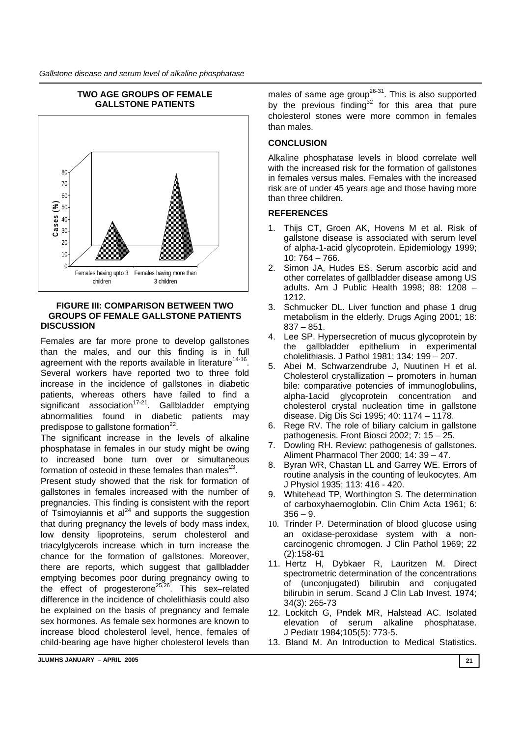**TWO AGE GROUPS OF FEMALE GALLSTONE PATIENTS**

**FIGURE III: COMPARISON BETWEEN TWO GROUPS OF FEMALE GALLSTONE PATIENTS**

## DISCUSSION

Females are far more prone to develop gallstones than the males, and our this finding is in full agreement with the reports available in literature[14-16]. Several workers have reported two to three fold increase in the incidence of gallstones in diabetic patients, whereas others have failed to find a significant association[17-21]. Gallbladder emptying abnormalities found in diabetic patients may predispose to gallstone formation[22].

The significant increase in the levels of alkaline phosphatase in females in our study might be owing to increased bone turn over or simultaneous formation of osteoid in these females than males[23].

Present study showed that the risk for formation of gallstones in females increased with the number of pregnancies. This finding is consistent with the report of Tsimoyiannis et al[24] and supports the suggestion that during pregnancy the levels of body mass index, low density lipoproteins, serum cholesterol and triacylglycerols increase which in turn increase the chance for the formation of gallstones. Moreover, there are reports, which suggest that gallbladder emptying becomes poor during pregnancy owing to the effect of progesterone[25,26]. This sex–related difference in the incidence of cholelithiasis could also be explained on the basis of pregnancy and female sex hormones. As female sex hormones are known to increase blood cholesterol level, hence, females of child-bearing age have higher cholesterol levels than males of same age group[26-31]. This is also supported by the previous finding[32] for this area that pure cholesterol stones were more common in females than males.

## CONCLUSION

Alkaline phosphatase levels in blood correlate well with the increased risk for the formation of gallstones in females versus males. Females with the increased risk are of under 45 years age and those having more than three children.

## REFERENCES

1. Thijs CT, Groen AK, Hovens M et al. Risk of gallstone disease is associated with serum level of alpha-1-acid glycoprotein. Epidemiology 1999; 10: 764 – 766.
2. Simon JA, Hudes ES. Serum ascorbic acid and other correlates of gallbladder disease among US adults. Am J Public Health 1998; 88: 1208 – 1212.
3. Schmucker DL. Liver function and phase 1 drug metabolism in the elderly. Drugs Aging 2001; 18: 837 – 851.
4. Lee SP. Hypersecretion of mucus glycoprotein by the gallbladder epithelium in experimental cholelithiasis. J Pathol 1981; 134: 199 – 207.
5. Abei M, Schwarzendrube J, Nuutinen H et al. Cholesterol crystallization – promoters in human bile: comparative potencies of immunoglobulins, alpha-1acid glycoprotein concentration and cholesterol crystal nucleation time in gallstone disease. Dig Dis Sci 1995; 40: 1174 – 1178.
6. Rege RV. The role of biliary calcium in gallstone pathogenesis. Front Biosci 2002; 7: 15 – 25.
7. Dowling RH. Review: pathogenesis of gallstones. Aliment Pharmacol Ther 2000; 14: 39 – 47.
8. Byran WR, Chastan LL and Garrey WE. Errors of routine analysis in the counting of leukocytes. Am J Physiol 1935; 113: 416 - 420.
9. Whitehead TP, Worthington S. The determination of carboxyhaemoglobin. Clin Chim Acta 1961; 6: 356 – 9.
10. Trinder P. Determination of blood glucose using an oxidase-peroxidase system with a non-carcinogenic chromogen. J Clin Pathol 1969; 22 (2):158-61
11. Hertz H, Dybkaer R, Lauritzen M. Direct spectrometric determination of the concentrations of (unconjugated) bilirubin and conjugated bilirubin in serum. Scand J Clin Lab Invest. 1974; 34(3): 265-73
12. Lockitch G, Pndek MR, Halstead AC. Isolated elevation of serum alkaline phosphatase. J Pediatr 1984;105(5): 773-5.
13. Bland M. An Introduction to Medical Statistics.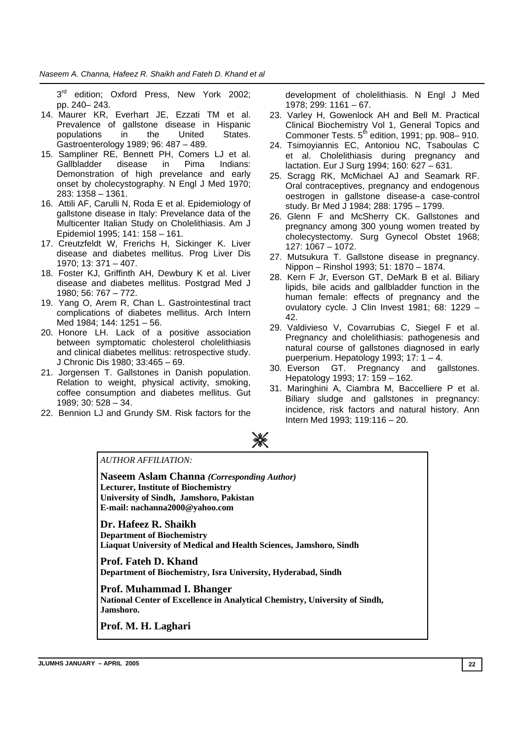3rd edition; Oxford Press, New York 2002; pp. 240– 243.

14. Maurer KR, Everhart JE, Ezzati TM et al. Prevalence of gallstone disease in Hispanic populations in the United States. Gastroenterology 1989; 96: 487 – 489.
15. Sampliner RE, Bennett PH, Comers LJ et al. Gallbladder disease in Pima Indians: Demonstration of high prevelance and early onset by cholecystography. N Engl J Med 1970; 283: 1358 – 1361.
16. Attili AF, Carulli N, Roda E et al. Epidemiology of gallstone disease in Italy: Prevelance data of the Multicenter Italian Study on Cholelithiasis. Am J Epidemiol 1995; 141: 158 – 161.
17. Creutzfeldt W, Frerichs H, Sickinger K. Liver disease and diabetes mellitus. Prog Liver Dis 1970; 13: 371 – 407.
18. Foster KJ, Griffinth AH, Dewbury K et al. Liver disease and diabetes mellitus. Postgrad Med J 1980; 56: 767 – 772.
19. Yang O, Arem R, Chan L. Gastrointestinal tract complications of diabetes mellitus. Arch Intern Med 1984; 144: 1251 – 56.
20. Honore LH. Lack of a positive association between symptomatic cholesterol cholelithiasis and clinical diabetes mellitus: retrospective study. J Chronic Dis 1980; 33:465 – 69.
21. Jorgensen T. Gallstones in Danish population. Relation to weight, physical activity, smoking, coffee consumption and diabetes mellitus. Gut 1989; 30: 528 – 34.
22. Bennion LJ and Grundy SM. Risk factors for the development of cholelithiasis. N Engl J Med 1978; 299: 1161 – 67.
23. Varley H, Gowenlock AH and Bell M. Practical Clinical Biochemistry Vol 1, General Topics and Commoner Tests. 5th edition, 1991; pp. 908– 910.
24. Tsimoyiannis EC, Antoniou NC, Tsaboulas C et al. Cholelithiasis during pregnancy and lactation. Eur J Surg 1994; 160: 627 – 631.
25. Scragg RK, McMichael AJ and Seamark RF. Oral contraceptives, pregnancy and endogenous oestrogen in gallstone disease-a case-control study. Br Med J 1984; 288: 1795 – 1799.
26. Glenn F and McSherry CK. Gallstones and pregnancy among 300 young women treated by cholecystectomy. Surg Gynecol Obstet 1968; 127: 1067 – 1072.
27. Mutsukura T. Gallstone disease in pregnancy. Nippon – Rinshol 1993; 51: 1870 – 1874.
28. Kern F Jr, Everson GT, DeMark B et al. Biliary lipids, bile acids and gallbladder function in the human female: effects of pregnancy and the ovulatory cycle. J Clin Invest 1981; 68: 1229 – 42.
29. Valdivieso V, Covarrubias C, Siegel F et al. Pregnancy and cholelithiasis: pathogenesis and natural course of gallstones diagnosed in early puerperium. Hepatology 1993; 17: 1 – 4.
30. Everson GT. Pregnancy and gallstones. Hepatology 1993; 17: 159 – 162.
31. Maringhini A, Ciambra M, Baccelliere P et al. Biliary sludge and gallstones in pregnancy: incidence, risk factors and natural history. Ann Intern Med 1993; 119:116 – 20.

*AUTHOR AFFILIATION:*

**Naseem Aslam Channa** ***(Corresponding Author)***
**Lecturer, Institute of Biochemistry**
**University of Sindh, Jamshoro, Pakistan**
**E-mail: nachanna2000@yahoo.com**

**Dr. Hafeez R. Shaikh**
**Department of Biochemistry**
**Liaquat University of Medical and Health Sciences, Jamshoro, Sindh**

**Prof. Fateh D. Khand**
**Department of Biochemistry, Isra University, Hyderabad, Sindh**

**Prof. Muhammad I. Bhanger**
**National Center of Excellence in Analytical Chemistry, University of Sindh, Jamshoro.**

**Prof. M. H. Laghari**